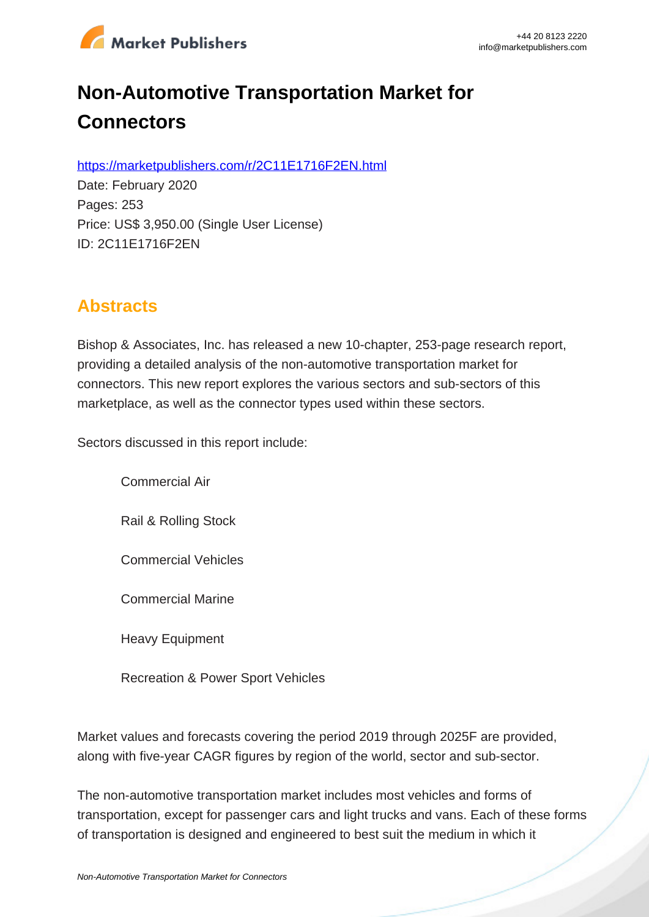# Non-Automotive Transportation Market for Connectors

https://marketpublishers.com/r/2C11E1716F2EN.html

Date: February 2020

Pages: 253

Price: US$ 3,950.00 (Single User License)

ID: 2C11E1716F2EN

## Abstracts

Bishop & Associates, Inc. has released a new 10-chapter, 253-page research report, providing a detailed analysis of the non-automotive transportation market for connectors. This new report explores the various sectors and sub-sectors of this marketplace, as well as the connector types used within these sectors.

Sectors discussed in this report include:

- Commercial Air
- Rail & Rolling Stock
- Commercial Vehicles
- Commercial Marine
- Heavy Equipment
- Recreation & Power Sport Vehicles

Market values and forecasts covering the period 2019 through 2025F are provided, along with five-year CAGR figures by region of the world, sector and sub-sector.

The non-automotive transportation market includes most vehicles and forms of transportation, except for passenger cars and light trucks and vans. Each of these forms of transportation is designed and engineered to best suit the medium in which it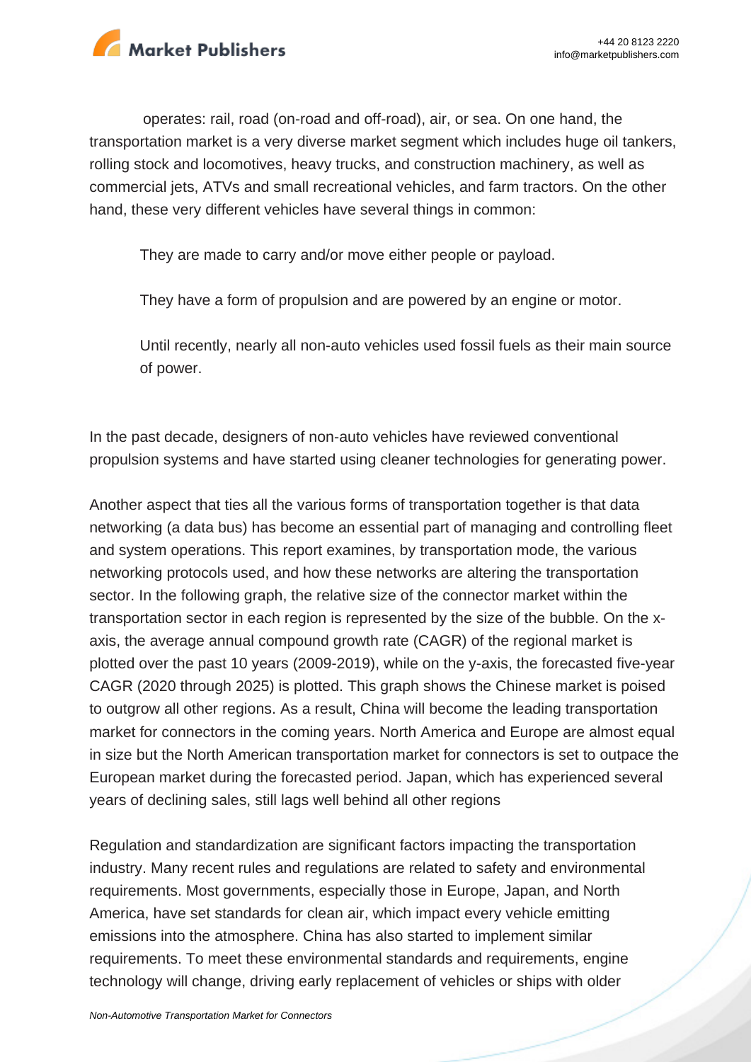operates: rail, road (on-road and off-road), air, or sea. On one hand, the transportation market is a very diverse market segment which includes huge oil tankers, rolling stock and locomotives, heavy trucks, and construction machinery, as well as commercial jets, ATVs and small recreational vehicles, and farm tractors. On the other hand, these very different vehicles have several things in common:

- They are made to carry and/or move either people or payload.
- They have a form of propulsion and are powered by an engine or motor.
- Until recently, nearly all non-auto vehicles used fossil fuels as their main source of power.

In the past decade, designers of non-auto vehicles have reviewed conventional propulsion systems and have started using cleaner technologies for generating power.

Another aspect that ties all the various forms of transportation together is that data networking (a data bus) has become an essential part of managing and controlling fleet and system operations. This report examines, by transportation mode, the various networking protocols used, and how these networks are altering the transportation sector. In the following graph, the relative size of the connector market within the transportation sector in each region is represented by the size of the bubble. On the x-axis, the average annual compound growth rate (CAGR) of the regional market is plotted over the past 10 years (2009-2019), while on the y-axis, the forecasted five-year CAGR (2020 through 2025) is plotted. This graph shows the Chinese market is poised to outgrow all other regions. As a result, China will become the leading transportation market for connectors in the coming years. North America and Europe are almost equal in size but the North American transportation market for connectors is set to outpace the European market during the forecasted period. Japan, which has experienced several years of declining sales, still lags well behind all other regions

Regulation and standardization are significant factors impacting the transportation industry. Many recent rules and regulations are related to safety and environmental requirements. Most governments, especially those in Europe, Japan, and North America, have set standards for clean air, which impact every vehicle emitting emissions into the atmosphere. China has also started to implement similar requirements. To meet these environmental standards and requirements, engine technology will change, driving early replacement of vehicles or ships with older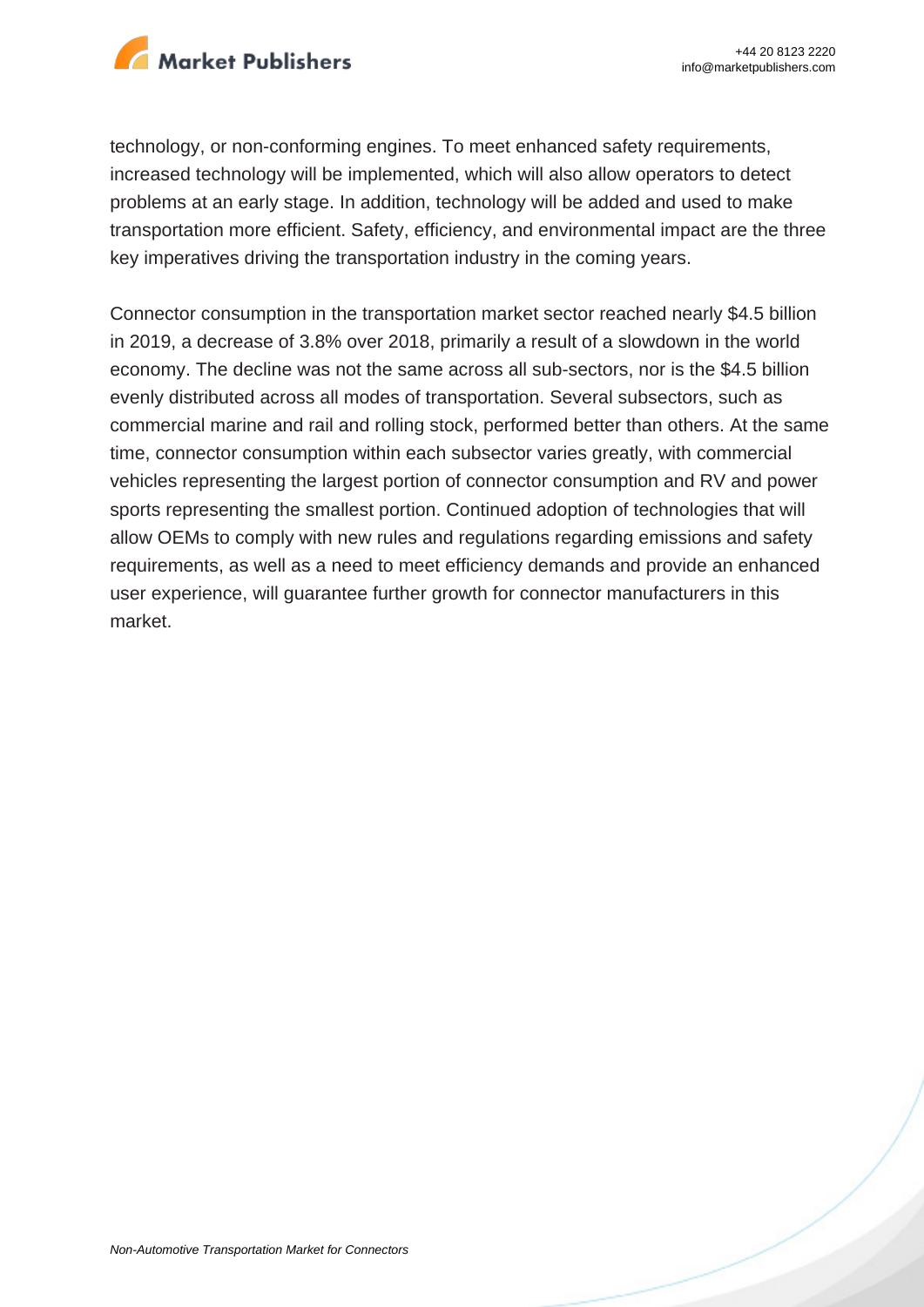technology, or non-conforming engines. To meet enhanced safety requirements, increased technology will be implemented, which will also allow operators to detect problems at an early stage. In addition, technology will be added and used to make transportation more efficient. Safety, efficiency, and environmental impact are the three key imperatives driving the transportation industry in the coming years.

Connector consumption in the transportation market sector reached nearly $4.5 billion in 2019, a decrease of 3.8% over 2018, primarily a result of a slowdown in the world economy. The decline was not the same across all sub-sectors, nor is the $4.5 billion evenly distributed across all modes of transportation. Several subsectors, such as commercial marine and rail and rolling stock, performed better than others. At the same time, connector consumption within each subsector varies greatly, with commercial vehicles representing the largest portion of connector consumption and RV and power sports representing the smallest portion. Continued adoption of technologies that will allow OEMs to comply with new rules and regulations regarding emissions and safety requirements, as well as a need to meet efficiency demands and provide an enhanced user experience, will guarantee further growth for connector manufacturers in this market.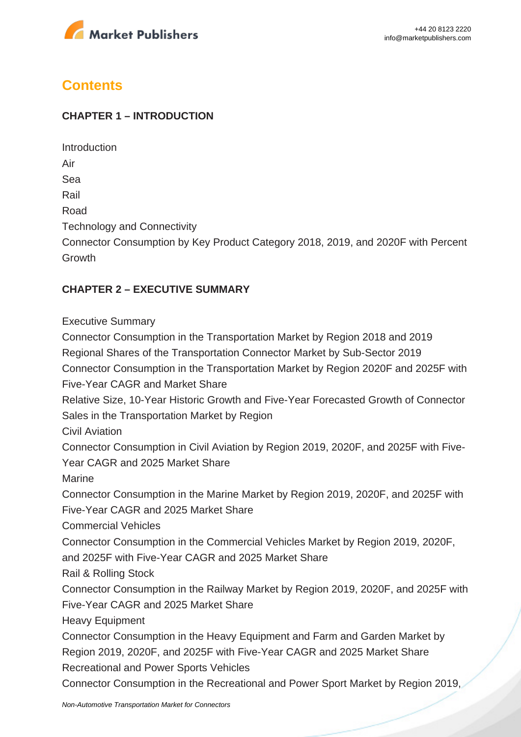## Contents

### CHAPTER 1 – INTRODUCTION

Introduction
Air
Sea
Rail
Road
Technology and Connectivity
Connector Consumption by Key Product Category 2018, 2019, and 2020F with Percent Growth

### CHAPTER 2 – EXECUTIVE SUMMARY

Executive Summary
Connector Consumption in the Transportation Market by Region 2018 and 2019
Regional Shares of the Transportation Connector Market by Sub-Sector 2019
Connector Consumption in the Transportation Market by Region 2020F and 2025F with Five-Year CAGR and Market Share
Relative Size, 10-Year Historic Growth and Five-Year Forecasted Growth of Connector Sales in the Transportation Market by Region
Civil Aviation
Connector Consumption in Civil Aviation by Region 2019, 2020F, and 2025F with Five-Year CAGR and 2025 Market Share
Marine
Connector Consumption in the Marine Market by Region 2019, 2020F, and 2025F with Five-Year CAGR and 2025 Market Share
Commercial Vehicles
Connector Consumption in the Commercial Vehicles Market by Region 2019, 2020F, and 2025F with Five-Year CAGR and 2025 Market Share
Rail & Rolling Stock
Connector Consumption in the Railway Market by Region 2019, 2020F, and 2025F with Five-Year CAGR and 2025 Market Share
Heavy Equipment
Connector Consumption in the Heavy Equipment and Farm and Garden Market by Region 2019, 2020F, and 2025F with Five-Year CAGR and 2025 Market Share
Recreational and Power Sports Vehicles
Connector Consumption in the Recreational and Power Sport Market by Region 2019,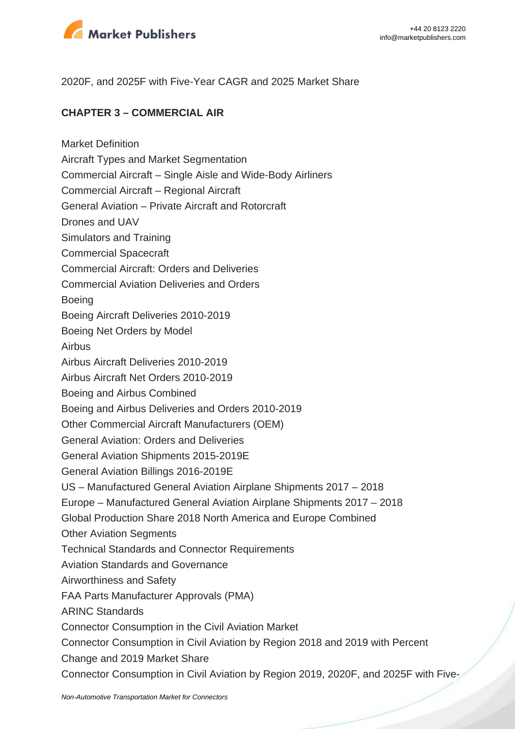2020F, and 2025F with Five-Year CAGR and 2025 Market Share

**CHAPTER 3 – COMMERCIAL AIR**

Market Definition
Aircraft Types and Market Segmentation
Commercial Aircraft – Single Aisle and Wide-Body Airliners
Commercial Aircraft – Regional Aircraft
General Aviation – Private Aircraft and Rotorcraft
Drones and UAV
Simulators and Training
Commercial Spacecraft
Commercial Aircraft: Orders and Deliveries
Commercial Aviation Deliveries and Orders
Boeing
Boeing Aircraft Deliveries 2010-2019
Boeing Net Orders by Model
Airbus
Airbus Aircraft Deliveries 2010-2019
Airbus Aircraft Net Orders 2010-2019
Boeing and Airbus Combined
Boeing and Airbus Deliveries and Orders 2010-2019
Other Commercial Aircraft Manufacturers (OEM)
General Aviation: Orders and Deliveries
General Aviation Shipments 2015-2019E
General Aviation Billings 2016-2019E
US – Manufactured General Aviation Airplane Shipments 2017 – 2018
Europe – Manufactured General Aviation Airplane Shipments 2017 – 2018
Global Production Share 2018 North America and Europe Combined
Other Aviation Segments
Technical Standards and Connector Requirements
Aviation Standards and Governance
Airworthiness and Safety
FAA Parts Manufacturer Approvals (PMA)
ARINC Standards
Connector Consumption in the Civil Aviation Market
Connector Consumption in Civil Aviation by Region 2018 and 2019 with Percent Change and 2019 Market Share
Connector Consumption in Civil Aviation by Region 2019, 2020F, and 2025F with Five-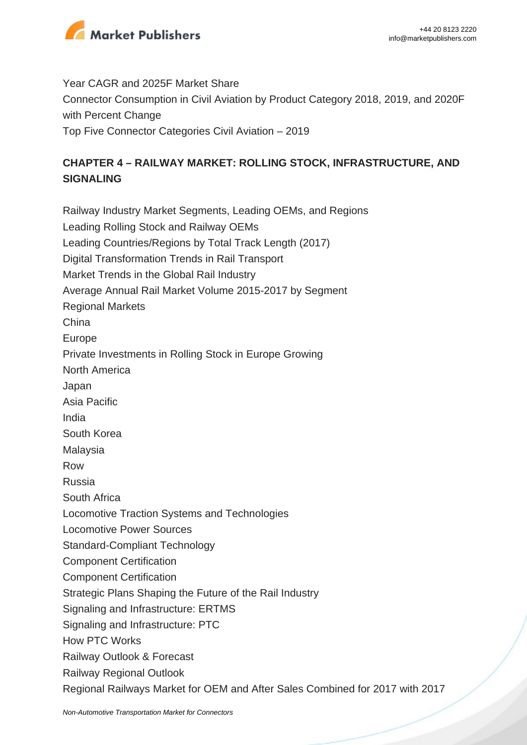Year CAGR and 2025F Market Share
Connector Consumption in Civil Aviation by Product Category 2018, 2019, and 2020F with Percent Change
Top Five Connector Categories Civil Aviation – 2019

**CHAPTER 4 – RAILWAY MARKET: ROLLING STOCK, INFRASTRUCTURE, AND SIGNALING**

Railway Industry Market Segments, Leading OEMs, and Regions
Leading Rolling Stock and Railway OEMs
Leading Countries/Regions by Total Track Length (2017)
Digital Transformation Trends in Rail Transport
Market Trends in the Global Rail Industry
Average Annual Rail Market Volume 2015-2017 by Segment
Regional Markets
China
Europe
Private Investments in Rolling Stock in Europe Growing
North America
Japan
Asia Pacific
India
South Korea
Malaysia
Row
Russia
South Africa
Locomotive Traction Systems and Technologies
Locomotive Power Sources
Standard-Compliant Technology
Component Certification
Component Certification
Strategic Plans Shaping the Future of the Rail Industry
Signaling and Infrastructure: ERTMS
Signaling and Infrastructure: PTC
How PTC Works
Railway Outlook & Forecast
Railway Regional Outlook
Regional Railways Market for OEM and After Sales Combined for 2017 with 2017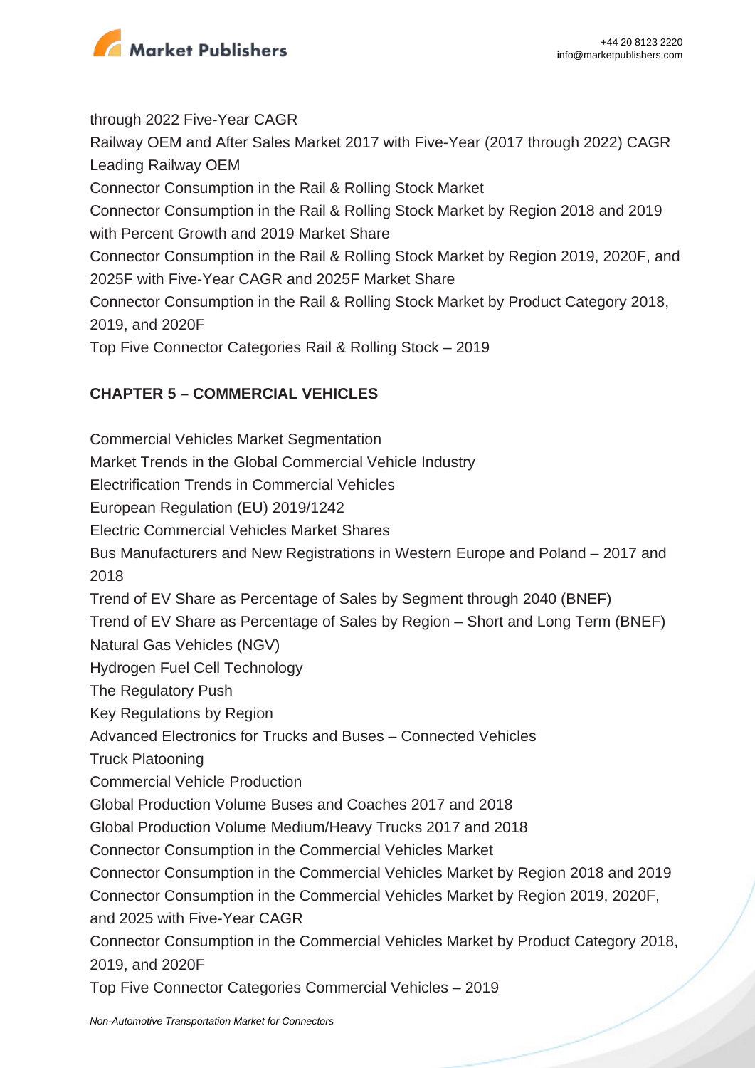through 2022 Five-Year CAGR

Railway OEM and After Sales Market 2017 with Five-Year (2017 through 2022) CAGR

Leading Railway OEM

Connector Consumption in the Rail & Rolling Stock Market

Connector Consumption in the Rail & Rolling Stock Market by Region 2018 and 2019 with Percent Growth and 2019 Market Share

Connector Consumption in the Rail & Rolling Stock Market by Region 2019, 2020F, and 2025F with Five-Year CAGR and 2025F Market Share

Connector Consumption in the Rail & Rolling Stock Market by Product Category 2018, 2019, and 2020F

Top Five Connector Categories Rail & Rolling Stock – 2019

**CHAPTER 5 – COMMERCIAL VEHICLES**

Commercial Vehicles Market Segmentation

Market Trends in the Global Commercial Vehicle Industry

Electrification Trends in Commercial Vehicles

European Regulation (EU) 2019/1242

Electric Commercial Vehicles Market Shares

Bus Manufacturers and New Registrations in Western Europe and Poland – 2017 and 2018

Trend of EV Share as Percentage of Sales by Segment through 2040 (BNEF)

Trend of EV Share as Percentage of Sales by Region – Short and Long Term (BNEF)

Natural Gas Vehicles (NGV)

Hydrogen Fuel Cell Technology

The Regulatory Push

Key Regulations by Region

Advanced Electronics for Trucks and Buses – Connected Vehicles

Truck Platooning

Commercial Vehicle Production

Global Production Volume Buses and Coaches 2017 and 2018

Global Production Volume Medium/Heavy Trucks 2017 and 2018

Connector Consumption in the Commercial Vehicles Market

Connector Consumption in the Commercial Vehicles Market by Region 2018 and 2019

Connector Consumption in the Commercial Vehicles Market by Region 2019, 2020F, and 2025 with Five-Year CAGR

Connector Consumption in the Commercial Vehicles Market by Product Category 2018, 2019, and 2020F

Top Five Connector Categories Commercial Vehicles – 2019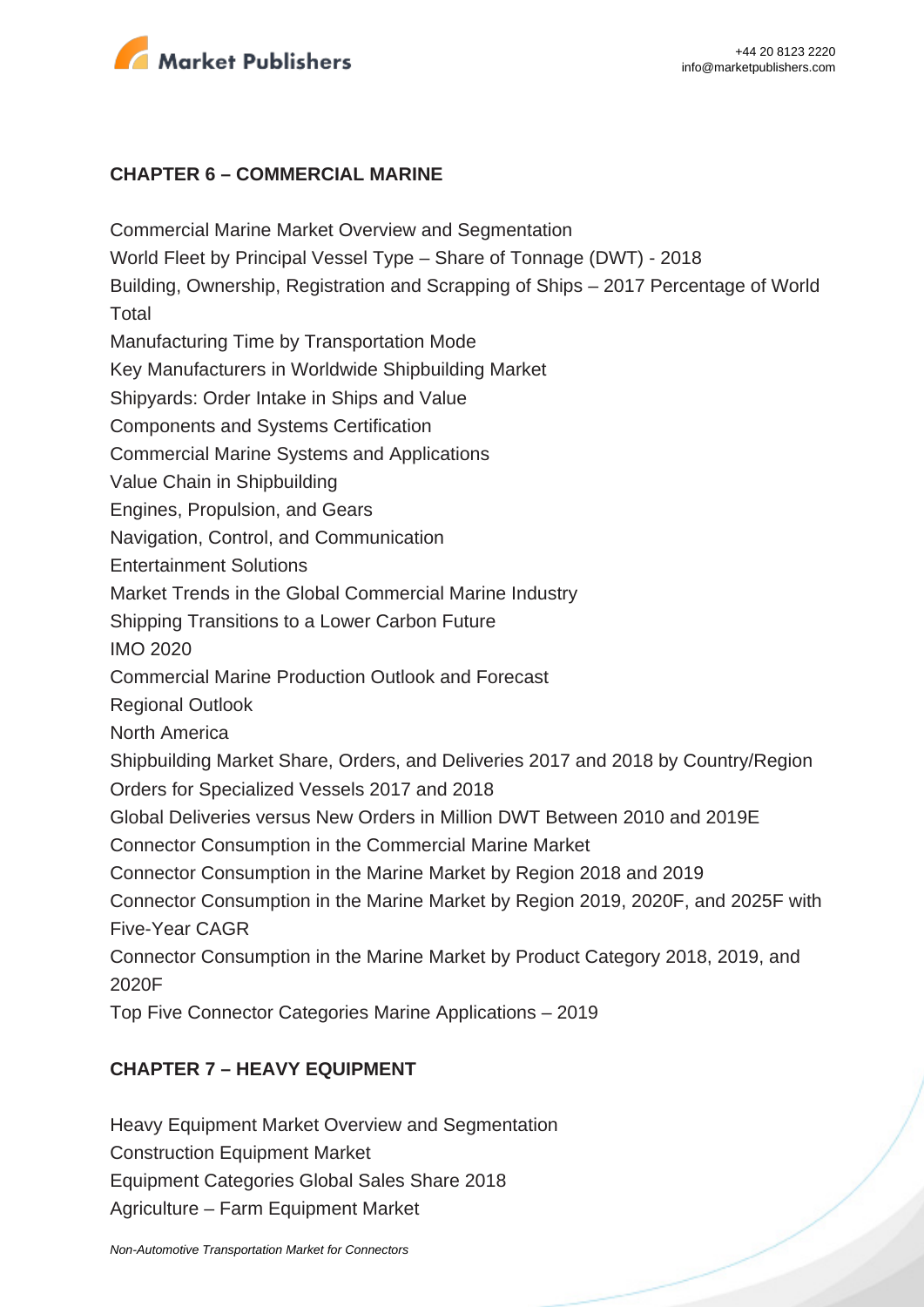## CHAPTER 6 – COMMERCIAL MARINE

Commercial Marine Market Overview and Segmentation
World Fleet by Principal Vessel Type – Share of Tonnage (DWT) - 2018
Building, Ownership, Registration and Scrapping of Ships – 2017 Percentage of World Total
Manufacturing Time by Transportation Mode
Key Manufacturers in Worldwide Shipbuilding Market
Shipyards: Order Intake in Ships and Value
Components and Systems Certification
Commercial Marine Systems and Applications
Value Chain in Shipbuilding
Engines, Propulsion, and Gears
Navigation, Control, and Communication
Entertainment Solutions
Market Trends in the Global Commercial Marine Industry
Shipping Transitions to a Lower Carbon Future
IMO 2020
Commercial Marine Production Outlook and Forecast
Regional Outlook
North America
Shipbuilding Market Share, Orders, and Deliveries 2017 and 2018 by Country/Region
Orders for Specialized Vessels 2017 and 2018
Global Deliveries versus New Orders in Million DWT Between 2010 and 2019E
Connector Consumption in the Commercial Marine Market
Connector Consumption in the Marine Market by Region 2018 and 2019
Connector Consumption in the Marine Market by Region 2019, 2020F, and 2025F with Five-Year CAGR
Connector Consumption in the Marine Market by Product Category 2018, 2019, and 2020F
Top Five Connector Categories Marine Applications – 2019

## CHAPTER 7 – HEAVY EQUIPMENT

Heavy Equipment Market Overview and Segmentation
Construction Equipment Market
Equipment Categories Global Sales Share 2018
Agriculture – Farm Equipment Market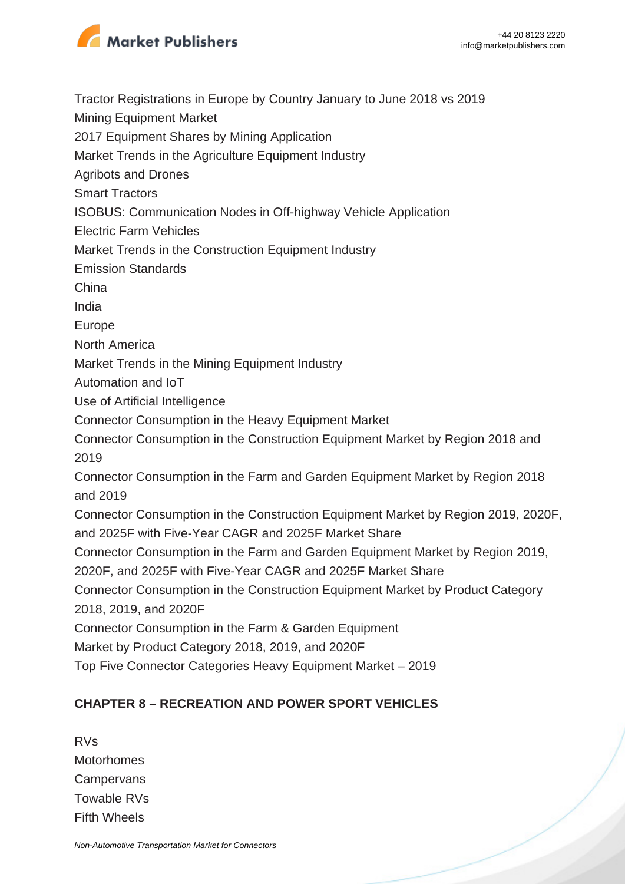Tractor Registrations in Europe by Country January to June 2018 vs 2019

Mining Equipment Market

2017 Equipment Shares by Mining Application

Market Trends in the Agriculture Equipment Industry

Agribots and Drones

Smart Tractors

ISOBUS: Communication Nodes in Off-highway Vehicle Application

Electric Farm Vehicles

Market Trends in the Construction Equipment Industry

Emission Standards

China

India

Europe

North America

Market Trends in the Mining Equipment Industry

Automation and IoT

Use of Artificial Intelligence

Connector Consumption in the Heavy Equipment Market

Connector Consumption in the Construction Equipment Market by Region 2018 and 2019

Connector Consumption in the Farm and Garden Equipment Market by Region 2018 and 2019

Connector Consumption in the Construction Equipment Market by Region 2019, 2020F, and 2025F with Five-Year CAGR and 2025F Market Share

Connector Consumption in the Farm and Garden Equipment Market by Region 2019, 2020F, and 2025F with Five-Year CAGR and 2025F Market Share

Connector Consumption in the Construction Equipment Market by Product Category 2018, 2019, and 2020F

Connector Consumption in the Farm & Garden Equipment

Market by Product Category 2018, 2019, and 2020F

Top Five Connector Categories Heavy Equipment Market – 2019

**CHAPTER 8 – RECREATION AND POWER SPORT VEHICLES**

RVs

Motorhomes

Campervans

Towable RVs

Fifth Wheels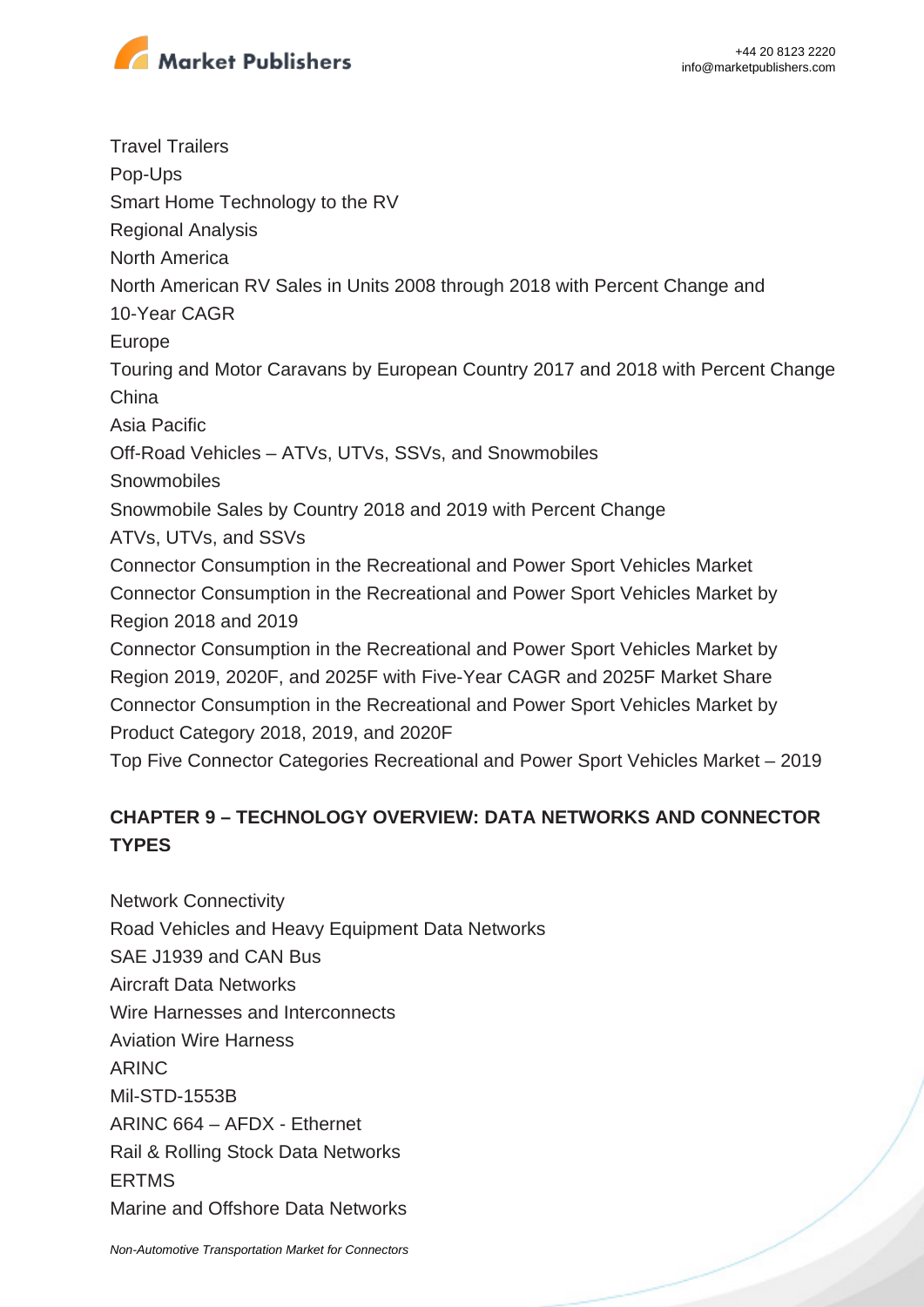Travel Trailers
Pop-Ups
Smart Home Technology to the RV
Regional Analysis
North America
North American RV Sales in Units 2008 through 2018 with Percent Change and 10-Year CAGR
Europe
Touring and Motor Caravans by European Country 2017 and 2018 with Percent Change
China
Asia Pacific
Off-Road Vehicles – ATVs, UTVs, SSVs, and Snowmobiles
Snowmobiles
Snowmobile Sales by Country 2018 and 2019 with Percent Change
ATVs, UTVs, and SSVs
Connector Consumption in the Recreational and Power Sport Vehicles Market
Connector Consumption in the Recreational and Power Sport Vehicles Market by Region 2018 and 2019
Connector Consumption in the Recreational and Power Sport Vehicles Market by Region 2019, 2020F, and 2025F with Five-Year CAGR and 2025F Market Share
Connector Consumption in the Recreational and Power Sport Vehicles Market by Product Category 2018, 2019, and 2020F
Top Five Connector Categories Recreational and Power Sport Vehicles Market – 2019

**CHAPTER 9 – TECHNOLOGY OVERVIEW: DATA NETWORKS AND CONNECTOR TYPES**

Network Connectivity
Road Vehicles and Heavy Equipment Data Networks
SAE J1939 and CAN Bus
Aircraft Data Networks
Wire Harnesses and Interconnects
Aviation Wire Harness
ARINC
Mil-STD-1553B
ARINC 664 – AFDX - Ethernet
Rail & Rolling Stock Data Networks
ERTMS
Marine and Offshore Data Networks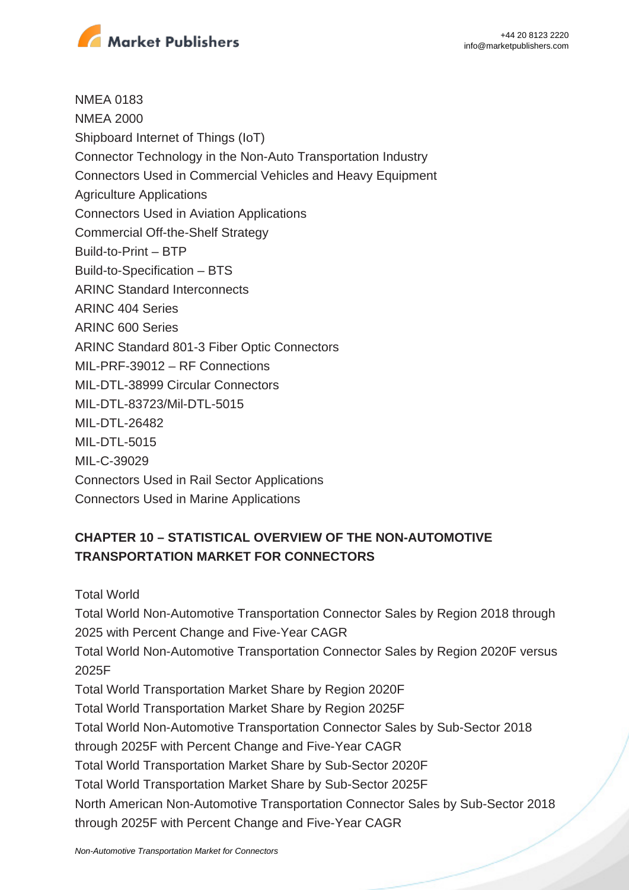NMEA 0183

NMEA 2000

Shipboard Internet of Things (IoT)

Connector Technology in the Non-Auto Transportation Industry

Connectors Used in Commercial Vehicles and Heavy Equipment

Agriculture Applications

Connectors Used in Aviation Applications

Commercial Off-the-Shelf Strategy

Build-to-Print – BTP

Build-to-Specification – BTS

ARINC Standard Interconnects

ARINC 404 Series

ARINC 600 Series

ARINC Standard 801-3 Fiber Optic Connectors

MIL-PRF-39012 – RF Connections

MIL-DTL-38999 Circular Connectors

MIL-DTL-83723/Mil-DTL-5015

MIL-DTL-26482

MIL-DTL-5015

MIL-C-39029

Connectors Used in Rail Sector Applications

Connectors Used in Marine Applications

## CHAPTER 10 – STATISTICAL OVERVIEW OF THE NON-AUTOMOTIVE TRANSPORTATION MARKET FOR CONNECTORS

Total World

Total World Non-Automotive Transportation Connector Sales by Region 2018 through 2025 with Percent Change and Five-Year CAGR

Total World Non-Automotive Transportation Connector Sales by Region 2020F versus 2025F

Total World Transportation Market Share by Region 2020F

Total World Transportation Market Share by Region 2025F

Total World Non-Automotive Transportation Connector Sales by Sub-Sector 2018 through 2025F with Percent Change and Five-Year CAGR

Total World Transportation Market Share by Sub-Sector 2020F

Total World Transportation Market Share by Sub-Sector 2025F

North American Non-Automotive Transportation Connector Sales by Sub-Sector 2018 through 2025F with Percent Change and Five-Year CAGR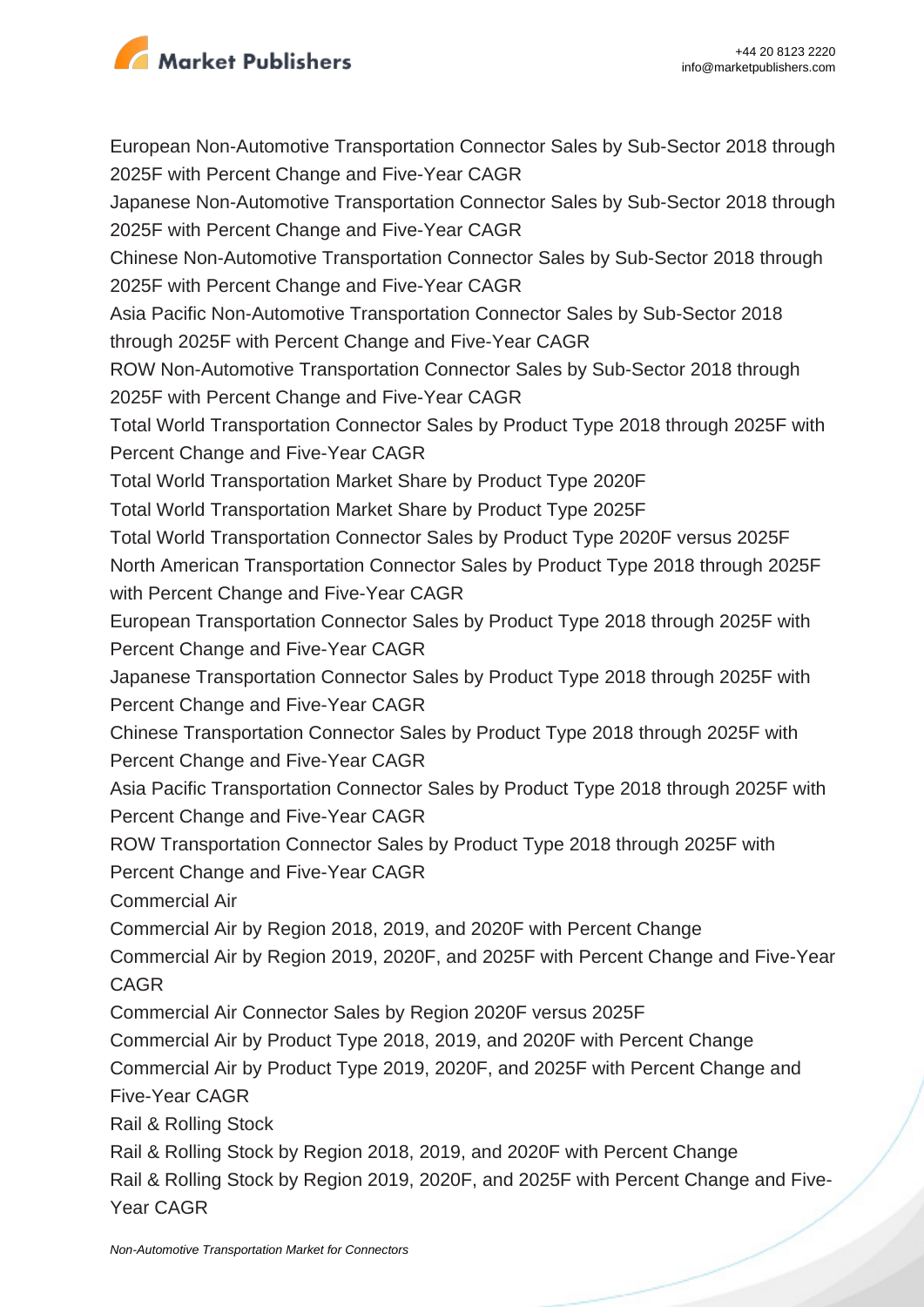European Non-Automotive Transportation Connector Sales by Sub-Sector 2018 through 2025F with Percent Change and Five-Year CAGR

Japanese Non-Automotive Transportation Connector Sales by Sub-Sector 2018 through 2025F with Percent Change and Five-Year CAGR

Chinese Non-Automotive Transportation Connector Sales by Sub-Sector 2018 through 2025F with Percent Change and Five-Year CAGR

Asia Pacific Non-Automotive Transportation Connector Sales by Sub-Sector 2018 through 2025F with Percent Change and Five-Year CAGR

ROW Non-Automotive Transportation Connector Sales by Sub-Sector 2018 through 2025F with Percent Change and Five-Year CAGR

Total World Transportation Connector Sales by Product Type 2018 through 2025F with Percent Change and Five-Year CAGR

Total World Transportation Market Share by Product Type 2020F

Total World Transportation Market Share by Product Type 2025F

Total World Transportation Connector Sales by Product Type 2020F versus 2025F

North American Transportation Connector Sales by Product Type 2018 through 2025F with Percent Change and Five-Year CAGR

European Transportation Connector Sales by Product Type 2018 through 2025F with Percent Change and Five-Year CAGR

Japanese Transportation Connector Sales by Product Type 2018 through 2025F with Percent Change and Five-Year CAGR

Chinese Transportation Connector Sales by Product Type 2018 through 2025F with Percent Change and Five-Year CAGR

Asia Pacific Transportation Connector Sales by Product Type 2018 through 2025F with Percent Change and Five-Year CAGR

ROW Transportation Connector Sales by Product Type 2018 through 2025F with Percent Change and Five-Year CAGR

Commercial Air

Commercial Air by Region 2018, 2019, and 2020F with Percent Change

Commercial Air by Region 2019, 2020F, and 2025F with Percent Change and Five-Year CAGR

Commercial Air Connector Sales by Region 2020F versus 2025F

Commercial Air by Product Type 2018, 2019, and 2020F with Percent Change

Commercial Air by Product Type 2019, 2020F, and 2025F with Percent Change and Five-Year CAGR

Rail & Rolling Stock

Rail & Rolling Stock by Region 2018, 2019, and 2020F with Percent Change

Rail & Rolling Stock by Region 2019, 2020F, and 2025F with Percent Change and Five-Year CAGR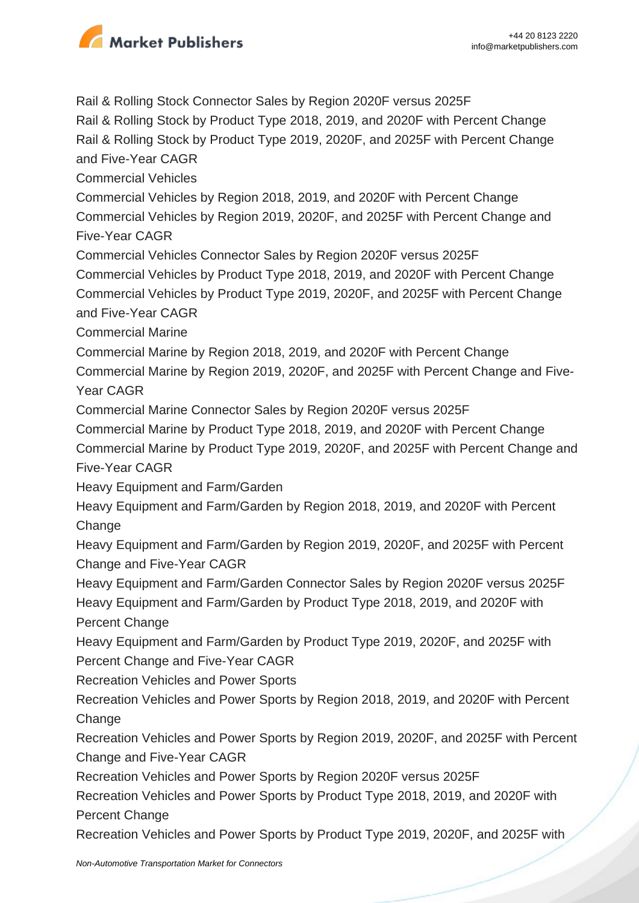Rail & Rolling Stock Connector Sales by Region 2020F versus 2025F
Rail & Rolling Stock by Product Type 2018, 2019, and 2020F with Percent Change
Rail & Rolling Stock by Product Type 2019, 2020F, and 2025F with Percent Change and Five-Year CAGR
Commercial Vehicles
Commercial Vehicles by Region 2018, 2019, and 2020F with Percent Change
Commercial Vehicles by Region 2019, 2020F, and 2025F with Percent Change and Five-Year CAGR
Commercial Vehicles Connector Sales by Region 2020F versus 2025F
Commercial Vehicles by Product Type 2018, 2019, and 2020F with Percent Change
Commercial Vehicles by Product Type 2019, 2020F, and 2025F with Percent Change and Five-Year CAGR
Commercial Marine
Commercial Marine by Region 2018, 2019, and 2020F with Percent Change
Commercial Marine by Region 2019, 2020F, and 2025F with Percent Change and Five-Year CAGR
Commercial Marine Connector Sales by Region 2020F versus 2025F
Commercial Marine by Product Type 2018, 2019, and 2020F with Percent Change
Commercial Marine by Product Type 2019, 2020F, and 2025F with Percent Change and Five-Year CAGR
Heavy Equipment and Farm/Garden
Heavy Equipment and Farm/Garden by Region 2018, 2019, and 2020F with Percent Change
Heavy Equipment and Farm/Garden by Region 2019, 2020F, and 2025F with Percent Change and Five-Year CAGR
Heavy Equipment and Farm/Garden Connector Sales by Region 2020F versus 2025F
Heavy Equipment and Farm/Garden by Product Type 2018, 2019, and 2020F with Percent Change
Heavy Equipment and Farm/Garden by Product Type 2019, 2020F, and 2025F with Percent Change and Five-Year CAGR
Recreation Vehicles and Power Sports
Recreation Vehicles and Power Sports by Region 2018, 2019, and 2020F with Percent Change
Recreation Vehicles and Power Sports by Region 2019, 2020F, and 2025F with Percent Change and Five-Year CAGR
Recreation Vehicles and Power Sports by Region 2020F versus 2025F
Recreation Vehicles and Power Sports by Product Type 2018, 2019, and 2020F with Percent Change
Recreation Vehicles and Power Sports by Product Type 2019, 2020F, and 2025F with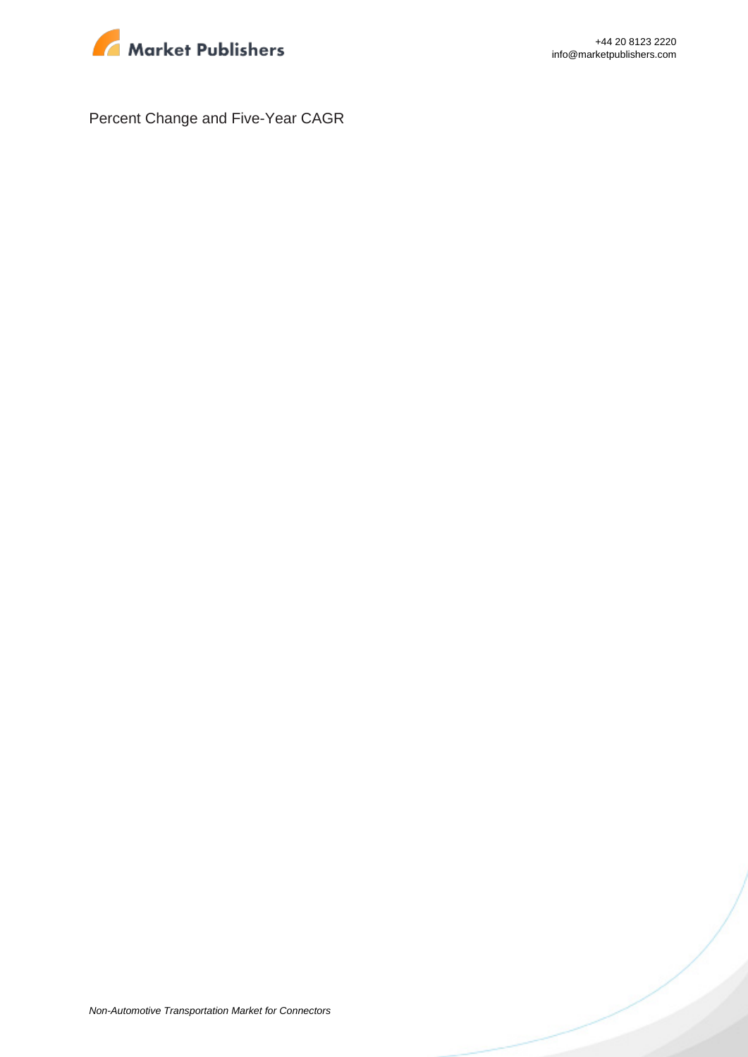Percent Change and Five-Year CAGR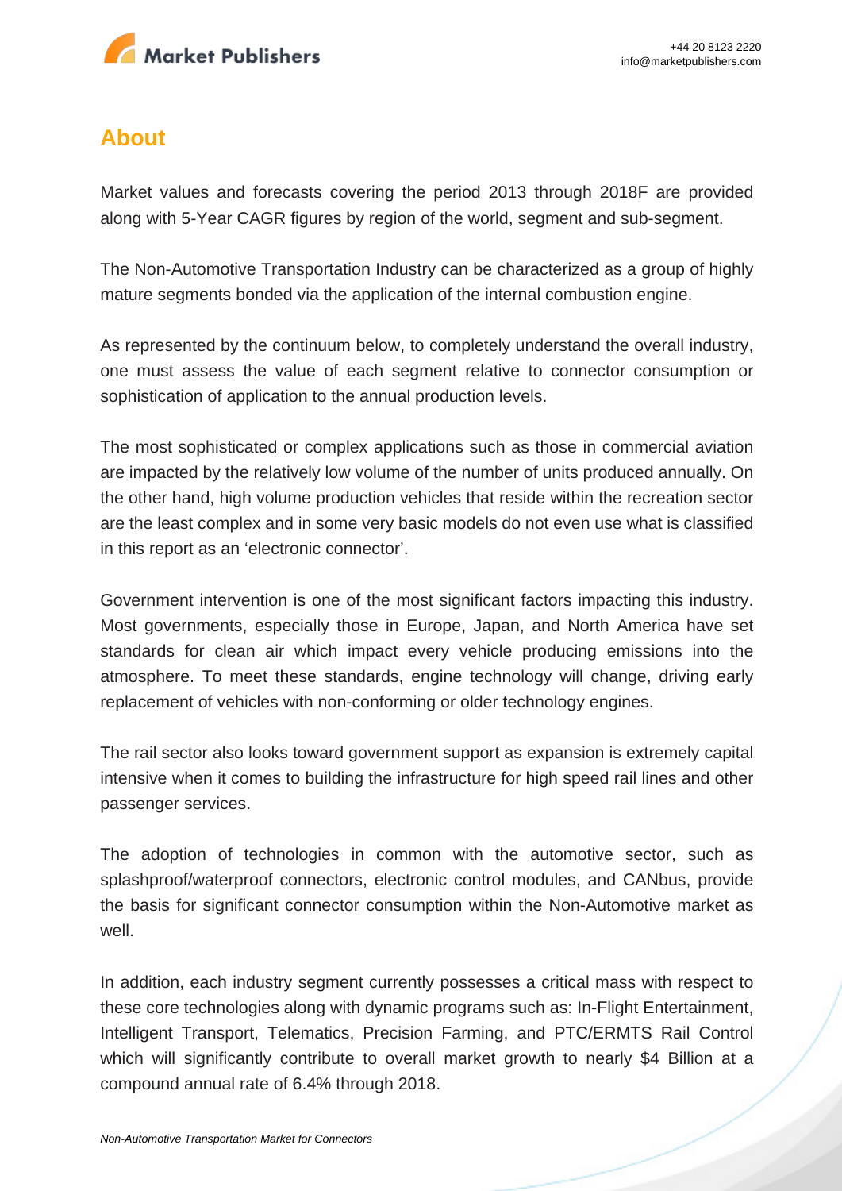## About

Market values and forecasts covering the period 2013 through 2018F are provided along with 5-Year CAGR figures by region of the world, segment and sub-segment.

The Non-Automotive Transportation Industry can be characterized as a group of highly mature segments bonded via the application of the internal combustion engine.

As represented by the continuum below, to completely understand the overall industry, one must assess the value of each segment relative to connector consumption or sophistication of application to the annual production levels.

The most sophisticated or complex applications such as those in commercial aviation are impacted by the relatively low volume of the number of units produced annually. On the other hand, high volume production vehicles that reside within the recreation sector are the least complex and in some very basic models do not even use what is classified in this report as an 'electronic connector'.

Government intervention is one of the most significant factors impacting this industry. Most governments, especially those in Europe, Japan, and North America have set standards for clean air which impact every vehicle producing emissions into the atmosphere. To meet these standards, engine technology will change, driving early replacement of vehicles with non-conforming or older technology engines.

The rail sector also looks toward government support as expansion is extremely capital intensive when it comes to building the infrastructure for high speed rail lines and other passenger services.

The adoption of technologies in common with the automotive sector, such as splashproof/waterproof connectors, electronic control modules, and CANbus, provide the basis for significant connector consumption within the Non-Automotive market as well.

In addition, each industry segment currently possesses a critical mass with respect to these core technologies along with dynamic programs such as: In-Flight Entertainment, Intelligent Transport, Telematics, Precision Farming, and PTC/ERMTS Rail Control which will significantly contribute to overall market growth to nearly $4 Billion at a compound annual rate of 6.4% through 2018.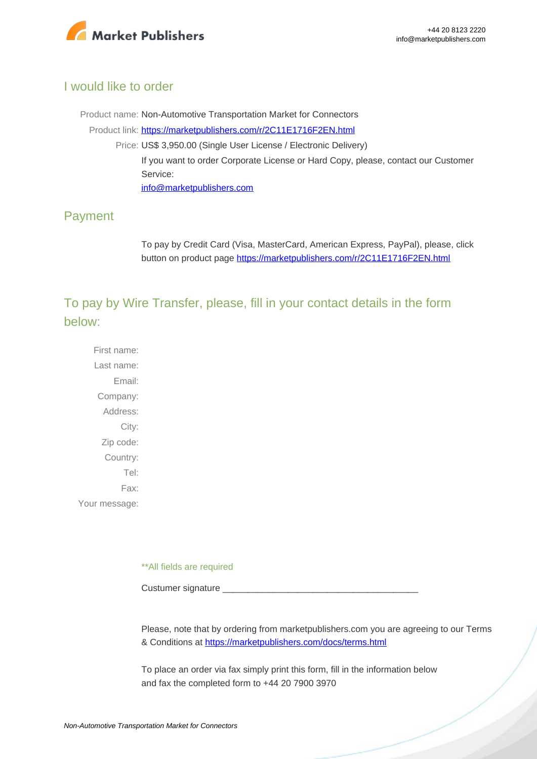## I would like to order

Product name: Non-Automotive Transportation Market for Connectors

Product link: [https://marketpublishers.com/r/2C11E1716F2EN.html](https://marketpublishers.com/r/2C11E1716F2EN.html)

Price: US$ 3,950.00 (Single User License / Electronic Delivery)

If you want to order Corporate License or Hard Copy, please, contact our Customer Service:

[info@marketpublishers.com](mailto:info@marketpublishers.com)

## Payment

To pay by Credit Card (Visa, MasterCard, American Express, PayPal), please, click button on product page [https://marketpublishers.com/r/2C11E1716F2EN.html](https://marketpublishers.com/r/2C11E1716F2EN.html)

## To pay by Wire Transfer, please, fill in your contact details in the form below:

First name:

Last name:

Email:

Company:

Address:

City:

Zip code:

Country:

Tel:

Fax:

Your message:

**All fields are required

Custumer signature _______________________________________

Please, note that by ordering from marketpublishers.com you are agreeing to our Terms & Conditions at [https://marketpublishers.com/docs/terms.html](https://marketpublishers.com/docs/terms.html)

To place an order via fax simply print this form, fill in the information below and fax the completed form to +44 20 7900 3970